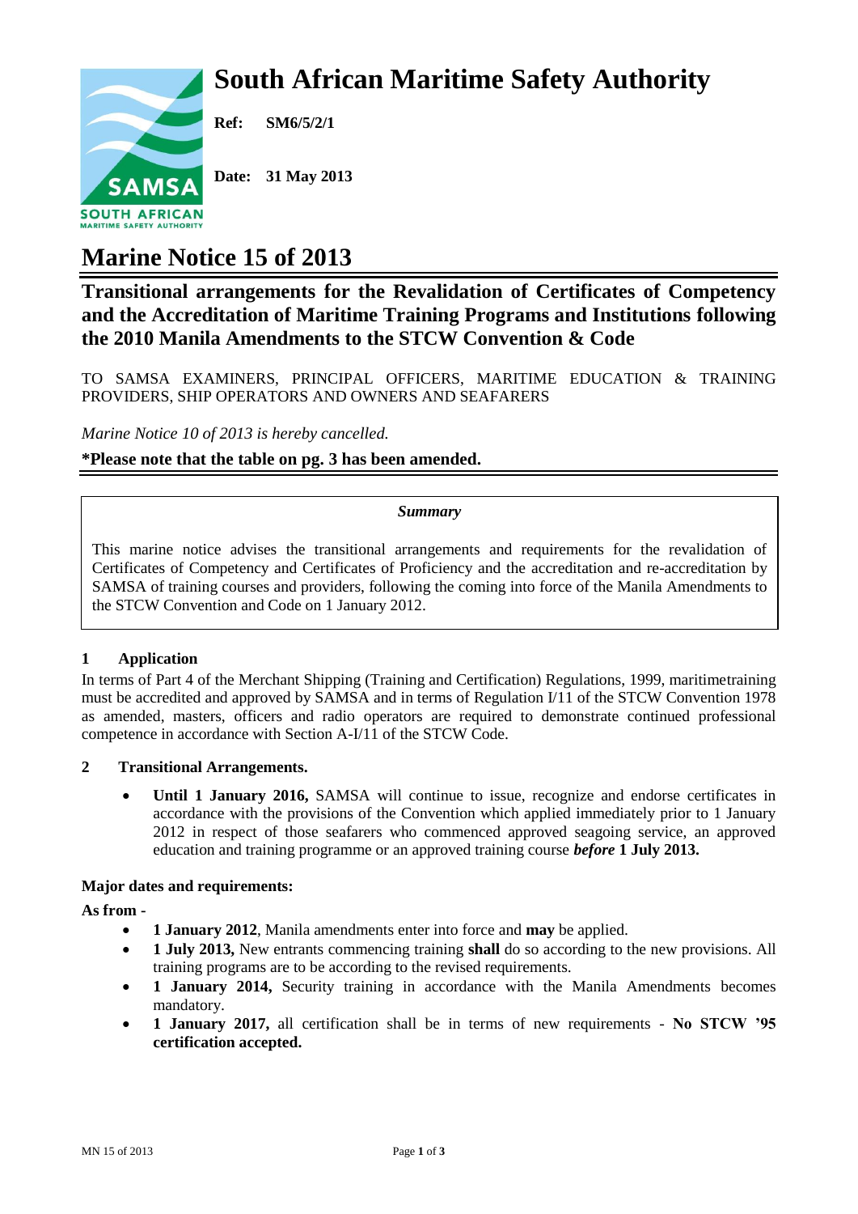# South African Maritime Safety Authority

**Ref: SM6/5/2/1**

**Date: 31 May 2013**

# Marine Notice 15 of 2013

## Transitional arrangements for the Revalidation of Certificates of Competency and the Accreditation of Maritime Training Programs and Institutions following the 2010 Manila Amendments to the STCW Convention & Code

TO SAMSA EXAMINERS, PRINCIPAL OFFICERS, MARITIME EDUCATION & TRAINING PROVIDERS, SHIP OPERATORS AND OWNERS AND SEAFARERS

*Marine Notice 10 of 2013 is hereby cancelled.*

**\*Please note that the table on pg. 3 has been amended.**

***Summary***

This marine notice advises the transitional arrangements and requirements for the revalidation of Certificates of Competency and Certificates of Proficiency and the accreditation and re-accreditation by SAMSA of training courses and providers, following the coming into force of the Manila Amendments to the STCW Convention and Code on 1 January 2012.

### 1 Application

In terms of Part 4 of the Merchant Shipping (Training and Certification) Regulations, 1999, maritimetraining must be accredited and approved by SAMSA and in terms of Regulation I/11 of the STCW Convention 1978 as amended, masters, officers and radio operators are required to demonstrate continued professional competence in accordance with Section A-I/11 of the STCW Code.

### 2 Transitional Arrangements.

- **Until 1 January 2016,** SAMSA will continue to issue, recognize and endorse certificates in accordance with the provisions of the Convention which applied immediately prior to 1 January 2012 in respect of those seafarers who commenced approved seagoing service, an approved education and training programme or an approved training course ***before*** **1 July 2013.**

**Major dates and requirements:**

**As from -**

- **1 January 2012**, Manila amendments enter into force and **may** be applied.
- **1 July 2013,** New entrants commencing training **shall** do so according to the new provisions. All training programs are to be according to the revised requirements.
- **1 January 2014,** Security training in accordance with the Manila Amendments becomes mandatory.
- **1 January 2017,** all certification shall be in terms of new requirements - **No STCW '95 certification accepted.**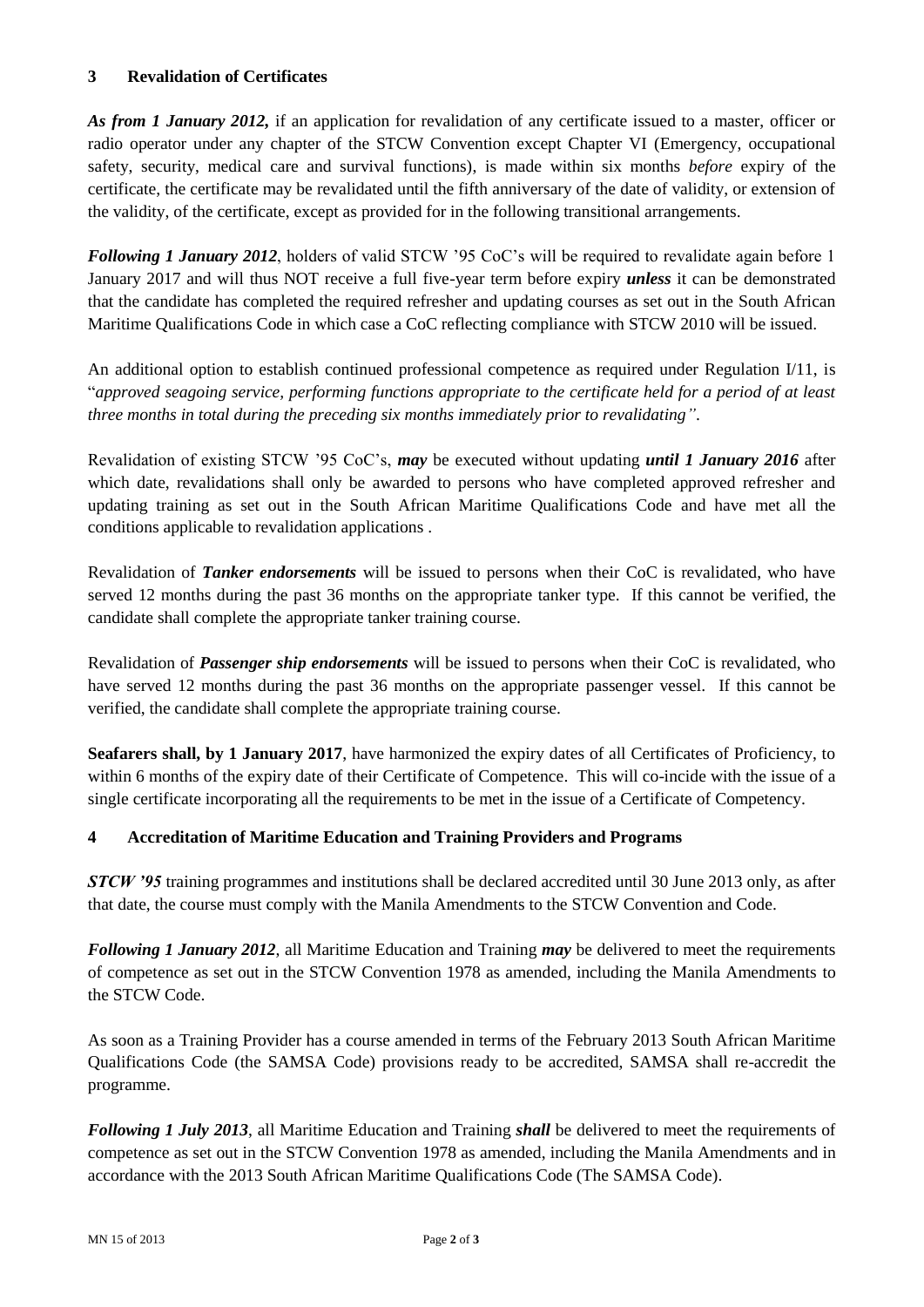## 3 Revalidation of Certificates

***As from 1 January 2012,*** if an application for revalidation of any certificate issued to a master, officer or radio operator under any chapter of the STCW Convention except Chapter VI (Emergency, occupational safety, security, medical care and survival functions), is made within six months *before* expiry of the certificate, the certificate may be revalidated until the fifth anniversary of the date of validity, or extension of the validity, of the certificate, except as provided for in the following transitional arrangements.

***Following 1 January 2012***, holders of valid STCW '95 CoC's will be required to revalidate again before 1 January 2017 and will thus NOT receive a full five-year term before expiry ***unless*** it can be demonstrated that the candidate has completed the required refresher and updating courses as set out in the South African Maritime Qualifications Code in which case a CoC reflecting compliance with STCW 2010 will be issued.

An additional option to establish continued professional competence as required under Regulation I/11, is "*approved seagoing service, performing functions appropriate to the certificate held for a period of at least three months in total during the preceding six months immediately prior to revalidating"*.

Revalidation of existing STCW '95 CoC's, ***may*** be executed without updating ***until 1 January 2016*** after which date, revalidations shall only be awarded to persons who have completed approved refresher and updating training as set out in the South African Maritime Qualifications Code and have met all the conditions applicable to revalidation applications .

Revalidation of ***Tanker endorsements*** will be issued to persons when their CoC is revalidated, who have served 12 months during the past 36 months on the appropriate tanker type. If this cannot be verified, the candidate shall complete the appropriate tanker training course.

Revalidation of ***Passenger ship endorsements*** will be issued to persons when their CoC is revalidated, who have served 12 months during the past 36 months on the appropriate passenger vessel. If this cannot be verified, the candidate shall complete the appropriate training course.

**Seafarers shall, by 1 January 2017**, have harmonized the expiry dates of all Certificates of Proficiency, to within 6 months of the expiry date of their Certificate of Competence. This will co-incide with the issue of a single certificate incorporating all the requirements to be met in the issue of a Certificate of Competency.

## 4 Accreditation of Maritime Education and Training Providers and Programs

***STCW '95*** training programmes and institutions shall be declared accredited until 30 June 2013 only, as after that date, the course must comply with the Manila Amendments to the STCW Convention and Code.

***Following 1 January 2012***, all Maritime Education and Training ***may*** be delivered to meet the requirements of competence as set out in the STCW Convention 1978 as amended, including the Manila Amendments to the STCW Code.

As soon as a Training Provider has a course amended in terms of the February 2013 South African Maritime Qualifications Code (the SAMSA Code) provisions ready to be accredited, SAMSA shall re-accredit the programme.

***Following 1 July 2013***, all Maritime Education and Training ***shall*** be delivered to meet the requirements of competence as set out in the STCW Convention 1978 as amended, including the Manila Amendments and in accordance with the 2013 South African Maritime Qualifications Code (The SAMSA Code).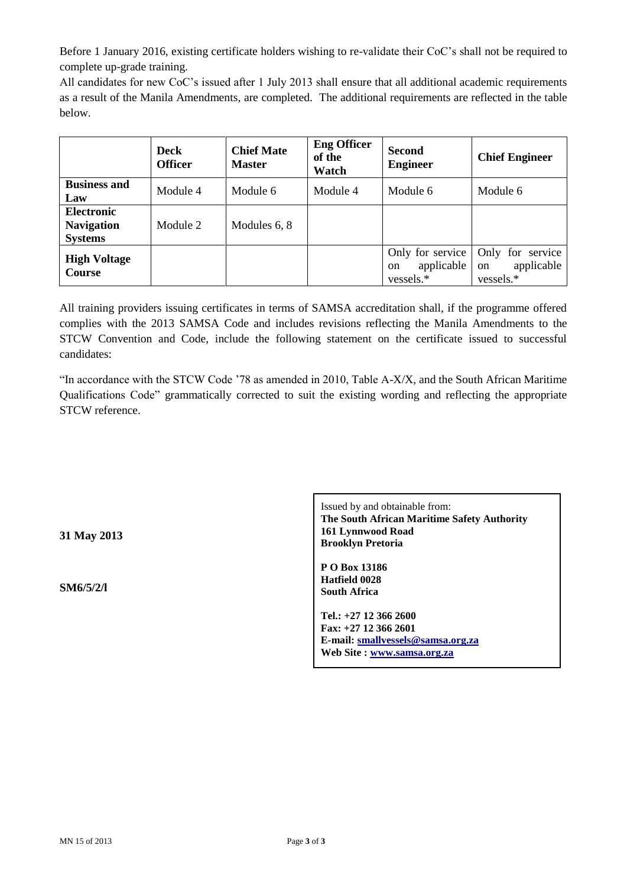Before 1 January 2016, existing certificate holders wishing to re-validate their CoC's shall not be required to complete up-grade training.

All candidates for new CoC's issued after 1 July 2013 shall ensure that all additional academic requirements as a result of the Manila Amendments, are completed. The additional requirements are reflected in the table below.

| | **Deck Officer** | **Chief Mate Master** | **Eng Officer of the Watch** | **Second Engineer** | **Chief Engineer** |
|---|---|---|---|---|---|
| **Business and Law** | Module 4 | Module 6 | Module 4 | Module 6 | Module 6 |
| **Electronic Navigation Systems** | Module 2 | Modules 6, 8 | | | |
| **High Voltage Course** | | | | Only for service on applicable vessels.* | Only for service on applicable vessels.* |

All training providers issuing certificates in terms of SAMSA accreditation shall, if the programme offered complies with the 2013 SAMSA Code and includes revisions reflecting the Manila Amendments to the STCW Convention and Code, include the following statement on the certificate issued to successful candidates:

"In accordance with the STCW Code '78 as amended in 2010, Table A-X/X, and the South African Maritime Qualifications Code" grammatically corrected to suit the existing wording and reflecting the appropriate STCW reference.

**31 May 2013**

**SM6/5/2/l**

Issued by and obtainable from:
**The South African Maritime Safety Authority**
**161 Lynnwood Road**
**Brooklyn Pretoria**

**P O Box 13186**
**Hatfield 0028**
**South Africa**

**Tel.: +27 12 366 2600**
**Fax: +27 12 366 2601**
**E-mail: smallvessels@samsa.org.za**
**Web Site : www.samsa.org.za**

MN 15 of 2013